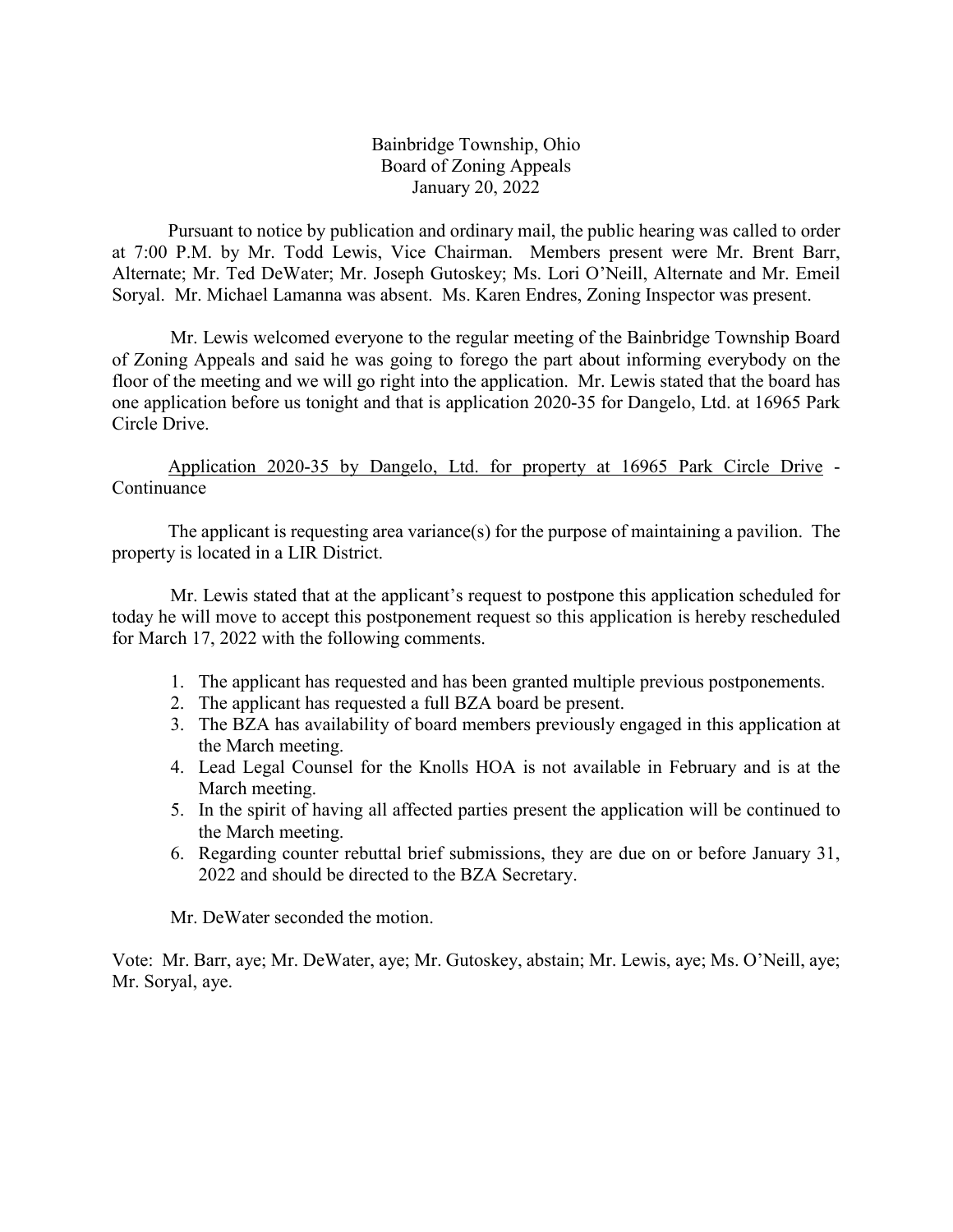Bainbridge Township, Ohio
Board of Zoning Appeals
January 20, 2022

Pursuant to notice by publication and ordinary mail, the public hearing was called to order at 7:00 P.M. by Mr. Todd Lewis, Vice Chairman. Members present were Mr. Brent Barr, Alternate; Mr. Ted DeWater; Mr. Joseph Gutoskey; Ms. Lori O'Neill, Alternate and Mr. Emeil Soryal. Mr. Michael Lamanna was absent. Ms. Karen Endres, Zoning Inspector was present.

Mr. Lewis welcomed everyone to the regular meeting of the Bainbridge Township Board of Zoning Appeals and said he was going to forego the part about informing everybody on the floor of the meeting and we will go right into the application. Mr. Lewis stated that the board has one application before us tonight and that is application 2020-35 for Dangelo, Ltd. at 16965 Park Circle Drive.

<u>Application 2020-35 by Dangelo, Ltd. for property at 16965 Park Circle Drive</u> - Continuance

The applicant is requesting area variance(s) for the purpose of maintaining a pavilion. The property is located in a LIR District.

Mr. Lewis stated that at the applicant's request to postpone this application scheduled for today he will move to accept this postponement request so this application is hereby rescheduled for March 17, 2022 with the following comments.

1. The applicant has requested and has been granted multiple previous postponements.
2. The applicant has requested a full BZA board be present.
3. The BZA has availability of board members previously engaged in this application at the March meeting.
4. Lead Legal Counsel for the Knolls HOA is not available in February and is at the March meeting.
5. In the spirit of having all affected parties present the application will be continued to the March meeting.
6. Regarding counter rebuttal brief submissions, they are due on or before January 31, 2022 and should be directed to the BZA Secretary.

Mr. DeWater seconded the motion.

Vote: Mr. Barr, aye; Mr. DeWater, aye; Mr. Gutoskey, abstain; Mr. Lewis, aye; Ms. O'Neill, aye; Mr. Soryal, aye.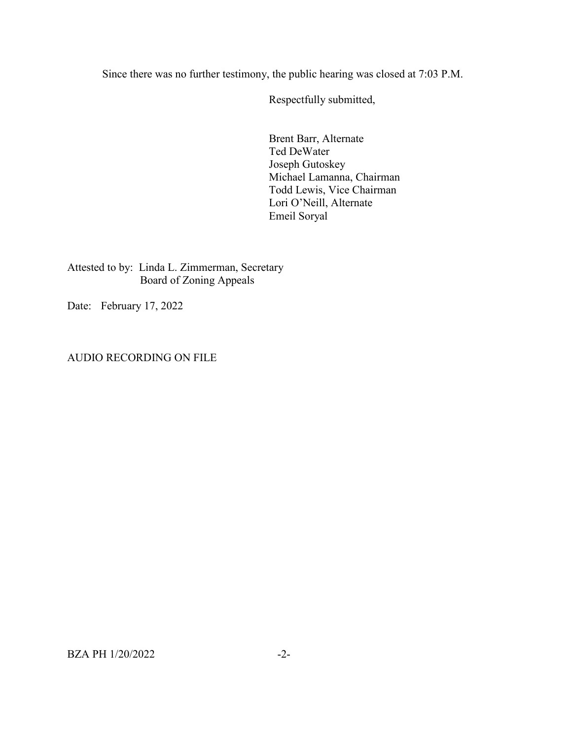Since there was no further testimony, the public hearing was closed at 7:03 P.M.

Respectfully submitted,

Brent Barr, Alternate
Ted DeWater
Joseph Gutoskey
Michael Lamanna, Chairman
Todd Lewis, Vice Chairman
Lori O'Neill, Alternate
Emeil Soryal

Attested to by: Linda L. Zimmerman, Secretary
Board of Zoning Appeals

Date: February 17, 2022

AUDIO RECORDING ON FILE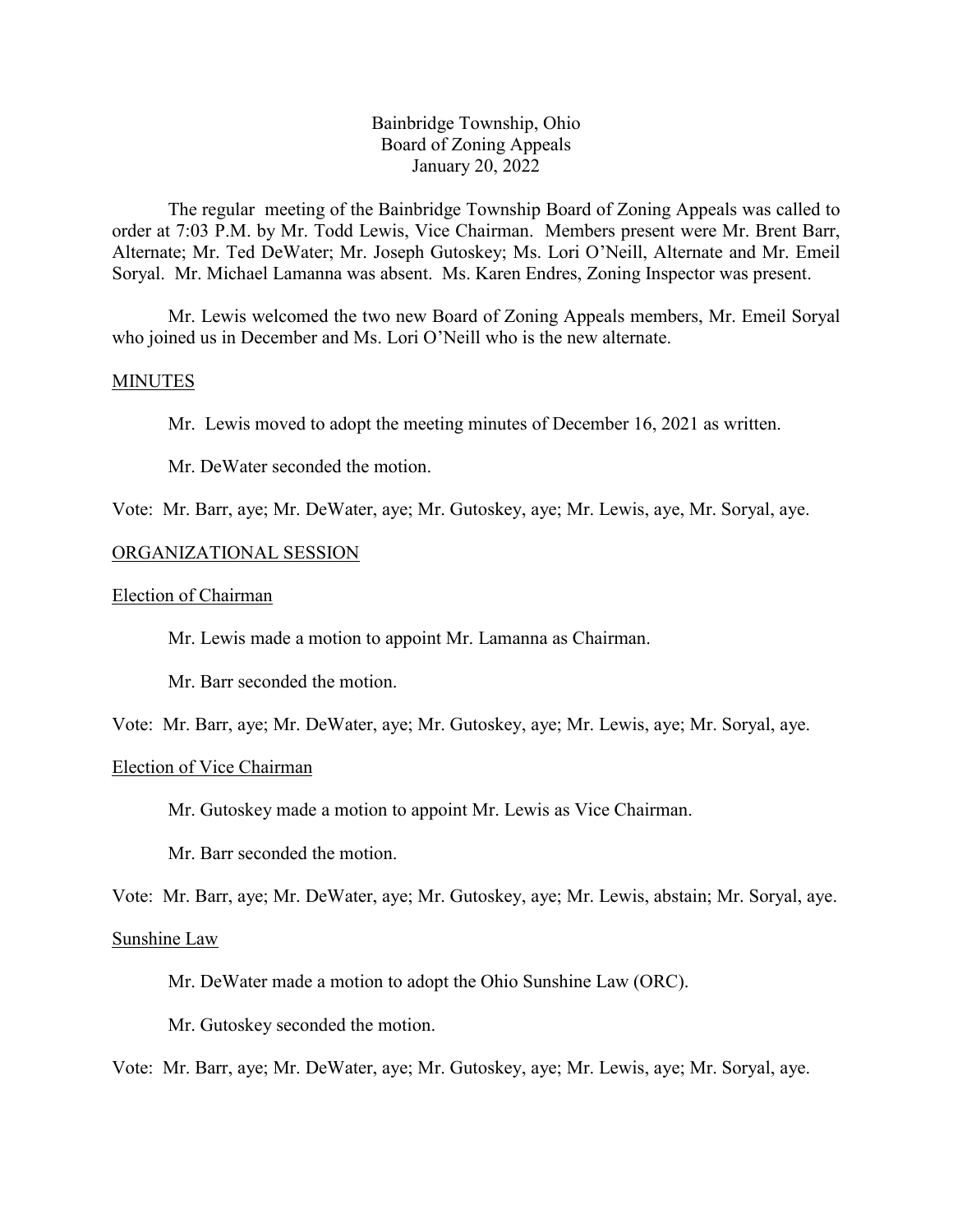Bainbridge Township, Ohio
Board of Zoning Appeals
January 20, 2022

The regular meeting of the Bainbridge Township Board of Zoning Appeals was called to order at 7:03 P.M. by Mr. Todd Lewis, Vice Chairman. Members present were Mr. Brent Barr, Alternate; Mr. Ted DeWater; Mr. Joseph Gutoskey; Ms. Lori O'Neill, Alternate and Mr. Emeil Soryal. Mr. Michael Lamanna was absent. Ms. Karen Endres, Zoning Inspector was present.

Mr. Lewis welcomed the two new Board of Zoning Appeals members, Mr. Emeil Soryal who joined us in December and Ms. Lori O'Neill who is the new alternate.

## MINUTES

Mr. Lewis moved to adopt the meeting minutes of December 16, 2021 as written.

Mr. DeWater seconded the motion.

Vote: Mr. Barr, aye; Mr. DeWater, aye; Mr. Gutoskey, aye; Mr. Lewis, aye, Mr. Soryal, aye.

## ORGANIZATIONAL SESSION

### Election of Chairman

Mr. Lewis made a motion to appoint Mr. Lamanna as Chairman.

Mr. Barr seconded the motion.

Vote: Mr. Barr, aye; Mr. DeWater, aye; Mr. Gutoskey, aye; Mr. Lewis, aye; Mr. Soryal, aye.

### Election of Vice Chairman

Mr. Gutoskey made a motion to appoint Mr. Lewis as Vice Chairman.

Mr. Barr seconded the motion.

Vote: Mr. Barr, aye; Mr. DeWater, aye; Mr. Gutoskey, aye; Mr. Lewis, abstain; Mr. Soryal, aye.

### Sunshine Law

Mr. DeWater made a motion to adopt the Ohio Sunshine Law (ORC).

Mr. Gutoskey seconded the motion.

Vote: Mr. Barr, aye; Mr. DeWater, aye; Mr. Gutoskey, aye; Mr. Lewis, aye; Mr. Soryal, aye.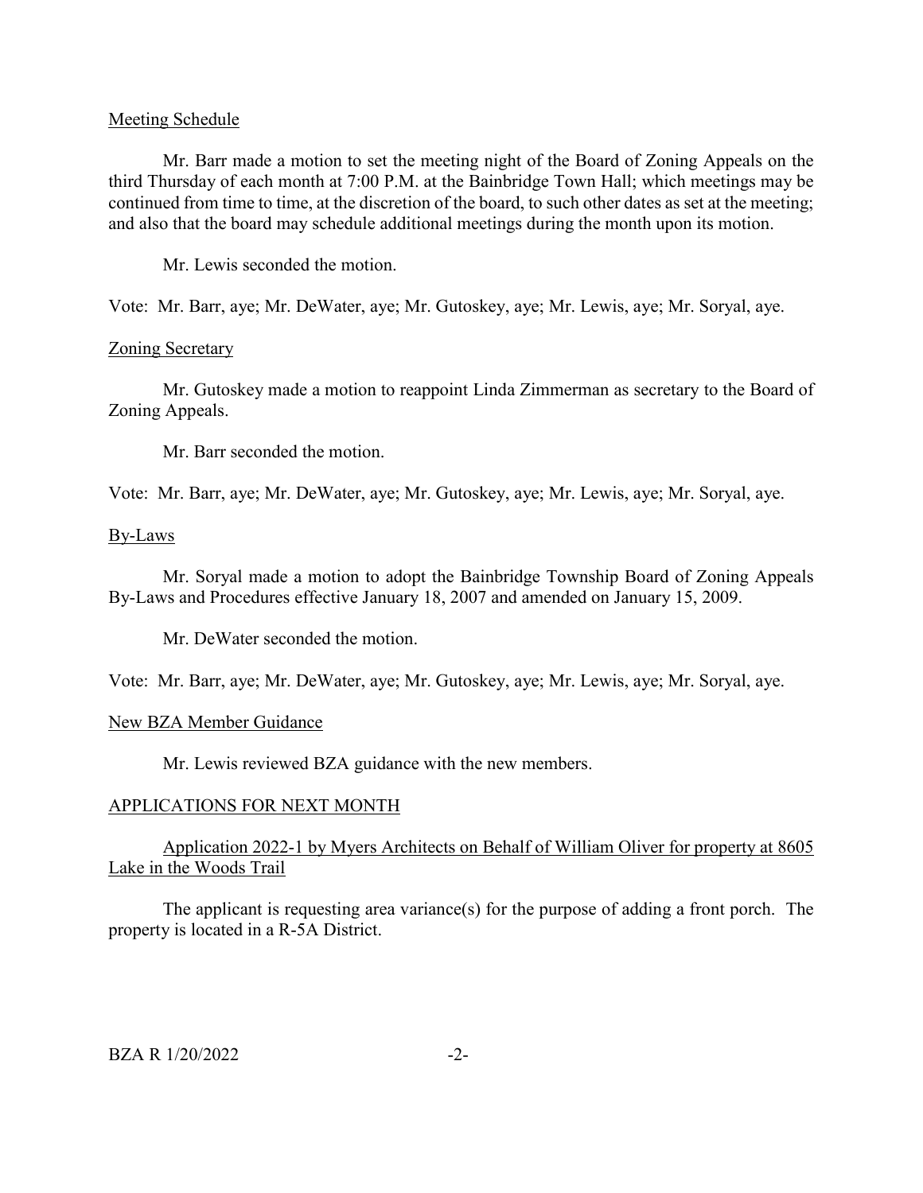Meeting Schedule

Mr. Barr made a motion to set the meeting night of the Board of Zoning Appeals on the third Thursday of each month at 7:00 P.M. at the Bainbridge Town Hall; which meetings may be continued from time to time, at the discretion of the board, to such other dates as set at the meeting; and also that the board may schedule additional meetings during the month upon its motion.

Mr. Lewis seconded the motion.

Vote: Mr. Barr, aye; Mr. DeWater, aye; Mr. Gutoskey, aye; Mr. Lewis, aye; Mr. Soryal, aye.

Zoning Secretary

Mr. Gutoskey made a motion to reappoint Linda Zimmerman as secretary to the Board of Zoning Appeals.

Mr. Barr seconded the motion.

Vote: Mr. Barr, aye; Mr. DeWater, aye; Mr. Gutoskey, aye; Mr. Lewis, aye; Mr. Soryal, aye.

By-Laws

Mr. Soryal made a motion to adopt the Bainbridge Township Board of Zoning Appeals By-Laws and Procedures effective January 18, 2007 and amended on January 15, 2009.

Mr. DeWater seconded the motion.

Vote: Mr. Barr, aye; Mr. DeWater, aye; Mr. Gutoskey, aye; Mr. Lewis, aye; Mr. Soryal, aye.

New BZA Member Guidance

Mr. Lewis reviewed BZA guidance with the new members.

## APPLICATIONS FOR NEXT MONTH

Application 2022-1 by Myers Architects on Behalf of William Oliver for property at 8605 Lake in the Woods Trail

The applicant is requesting area variance(s) for the purpose of adding a front porch. The property is located in a R-5A District.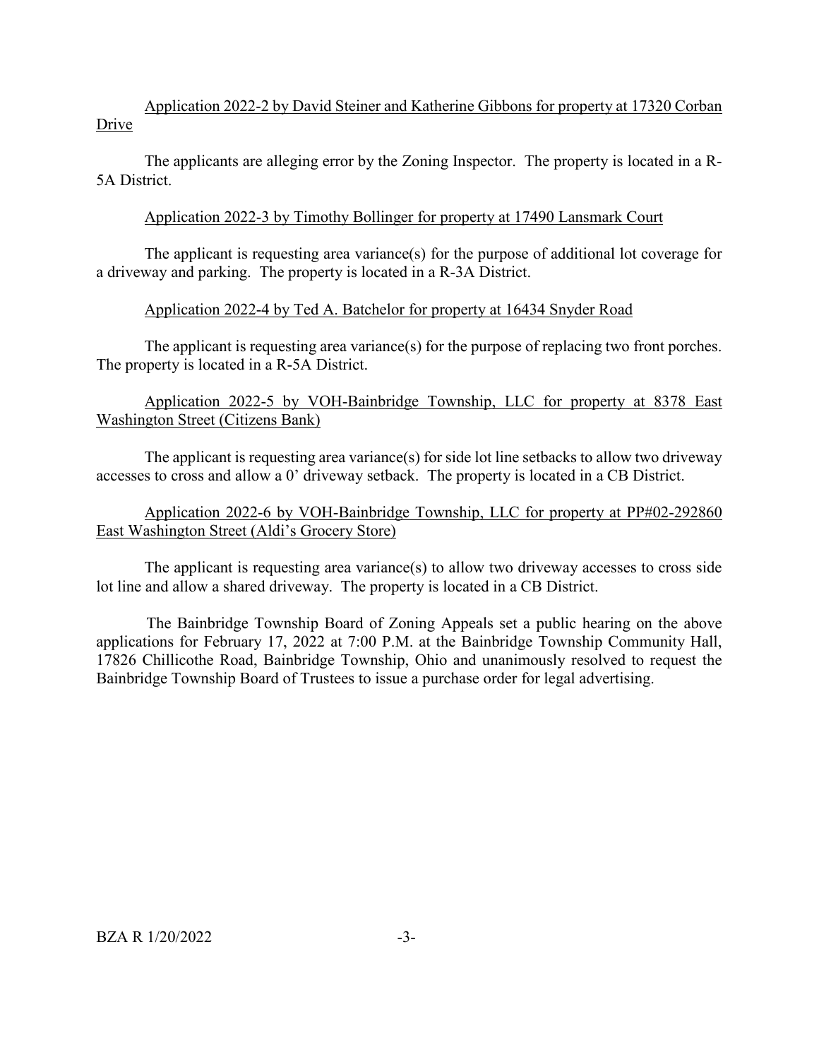Application 2022-2 by David Steiner and Katherine Gibbons for property at 17320 Corban Drive

The applicants are alleging error by the Zoning Inspector. The property is located in a R-5A District.

Application 2022-3 by Timothy Bollinger for property at 17490 Lansmark Court

The applicant is requesting area variance(s) for the purpose of additional lot coverage for a driveway and parking. The property is located in a R-3A District.

Application 2022-4 by Ted A. Batchelor for property at 16434 Snyder Road

The applicant is requesting area variance(s) for the purpose of replacing two front porches. The property is located in a R-5A District.

Application 2022-5 by VOH-Bainbridge Township, LLC for property at 8378 East Washington Street (Citizens Bank)

The applicant is requesting area variance(s) for side lot line setbacks to allow two driveway accesses to cross and allow a 0' driveway setback. The property is located in a CB District.

Application 2022-6 by VOH-Bainbridge Township, LLC for property at PP#02-292860 East Washington Street (Aldi's Grocery Store)

The applicant is requesting area variance(s) to allow two driveway accesses to cross side lot line and allow a shared driveway. The property is located in a CB District.

The Bainbridge Township Board of Zoning Appeals set a public hearing on the above applications for February 17, 2022 at 7:00 P.M. at the Bainbridge Township Community Hall, 17826 Chillicothe Road, Bainbridge Township, Ohio and unanimously resolved to request the Bainbridge Township Board of Trustees to issue a purchase order for legal advertising.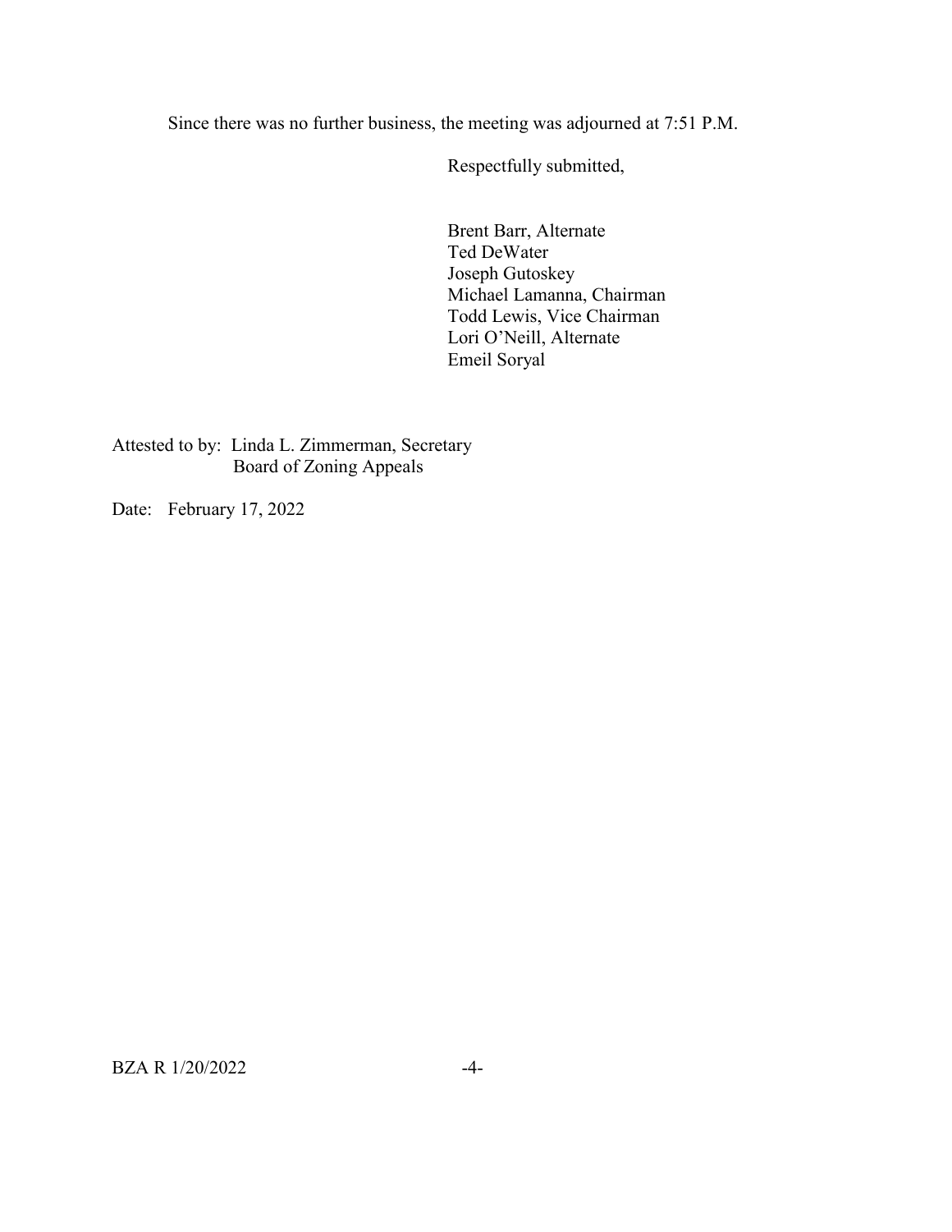Since there was no further business, the meeting was adjourned at 7:51 P.M.

Respectfully submitted,

Brent Barr, Alternate
Ted DeWater
Joseph Gutoskey
Michael Lamanna, Chairman
Todd Lewis, Vice Chairman
Lori O'Neill, Alternate
Emeil Soryal

Attested to by: Linda L. Zimmerman, Secretary
Board of Zoning Appeals

Date: February 17, 2022